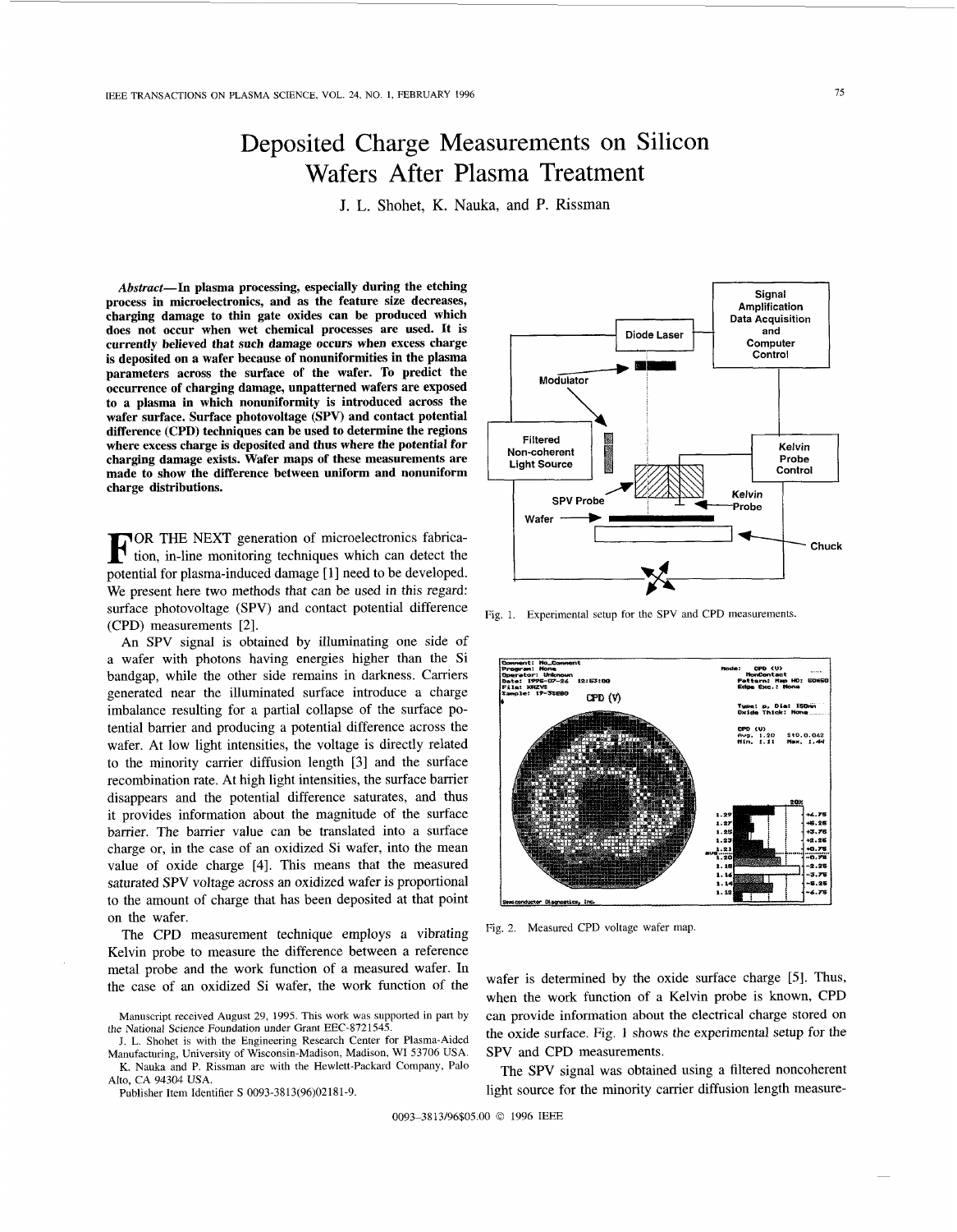# Deposited Charge Measurements on Silicon Wafers After Plasma Treatment

J. L. Shohet, K. Nauka, and P. Rissman

***Abstract*—In plasma processing, especially during the etching process in microelectronics, and as the feature size decreases, charging damage to thin gate oxides can be produced which does not occur when wet chemical processes are used. It is currently believed that such damage occurs when excess charge is deposited on a wafer because of nonuniformities in the plasma parameters across the surface of the wafer. To predict the occurrence of charging damage, unpatterned wafers are exposed to a plasma in which nonuniformity is introduced across the wafer surface. Surface photovoltage (SPV) and contact potential difference (CPD) techniques can be used to determine the regions where excess charge is deposited and thus where the potential for charging damage exists. Wafer maps of these measurements are made to show the difference between uniform and nonuniform charge distributions.**

FOR THE NEXT generation of microelectronics fabrication, in-line monitoring techniques which can detect the potential for plasma-induced damage [1] need to be developed. We present here two methods that can be used in this regard: surface photovoltage (SPV) and contact potential difference (CPD) measurements [2].

An SPV signal is obtained by illuminating one side of a wafer with photons having energies higher than the Si bandgap, while the other side remains in darkness. Carriers generated near the illuminated surface introduce a charge imbalance resulting for a partial collapse of the surface potential barrier and producing a potential difference across the wafer. At low light intensities, the voltage is directly related to the minority carrier diffusion length [3] and the surface recombination rate. At high light intensities, the surface barrier disappears and the potential difference saturates, and thus it provides information about the magnitude of the surface barrier. The barrier value can be translated into a surface charge or, in the case of an oxidized Si wafer, into the mean value of oxide charge [4]. This means that the measured saturated SPV voltage across an oxidized wafer is proportional to the amount of charge that has been deposited at that point on the wafer.

The CPD measurement technique employs a vibrating Kelvin probe to measure the difference between a reference metal probe and the work function of a measured wafer. In the case of an oxidized Si wafer, the work function of the wafer is determined by the oxide surface charge [5]. Thus, when the work function of a Kelvin probe is known, CPD can provide information about the electrical charge stored on the oxide surface. Fig. 1 shows the experimental setup for the SPV and CPD measurements.

Signal Amplification Data Acquisition and Computer Control
Diode Laser
Modulator
Filtered Non-coherent Light Source
Kelvin Probe Control
Kelvin Probe
SPV Probe
Wafer
Chuck

Fig. 1. Experimental setup for the SPV and CPD measurements.

Comment: No_Comment
Program: None
Operator: Unknown
Date: 1995-07-24 12:53:00
File: KRZVS
Sample: 17-3S880
CPD (V)
Mode: CPD (V) NonContact
Pattern: Map HD: 60K60
Edge Exc.: None
Type: p, Dia: 150mm
Oxide Thick: None
CPD (V)
Avg. 1.20 Std.0.042
Min. 1.11 Max. 1.44
20%
1.29 1.27 1.25 1.23 1.21 avg. 1.20 1.18 1.16 1.14 1.12
+4.75 +5.25 +3.75 +2.25 +0.75 -0.75 -2.25 -3.75 -5.25 -6.75
Semiconductor Diagnostics, Inc.

Fig. 2. Measured CPD voltage wafer map.

The SPV signal was obtained using a filtered noncoherent light source for the minority carrier diffusion length measure-

Manuscript received August 29, 1995. This work was supported in part by the National Science Foundation under Grant EEC-8721545.

J. L. Shohet is with the Engineering Research Center for Plasma-Aided Manufacturing, University of Wisconsin-Madison, Madison, WI 53706 USA.

K. Nauka and P. Rissman are with the Hewlett-Packard Company, Palo Alto, CA 94304 USA.

Publisher Item Identifier S 0093-3813(96)02181-9.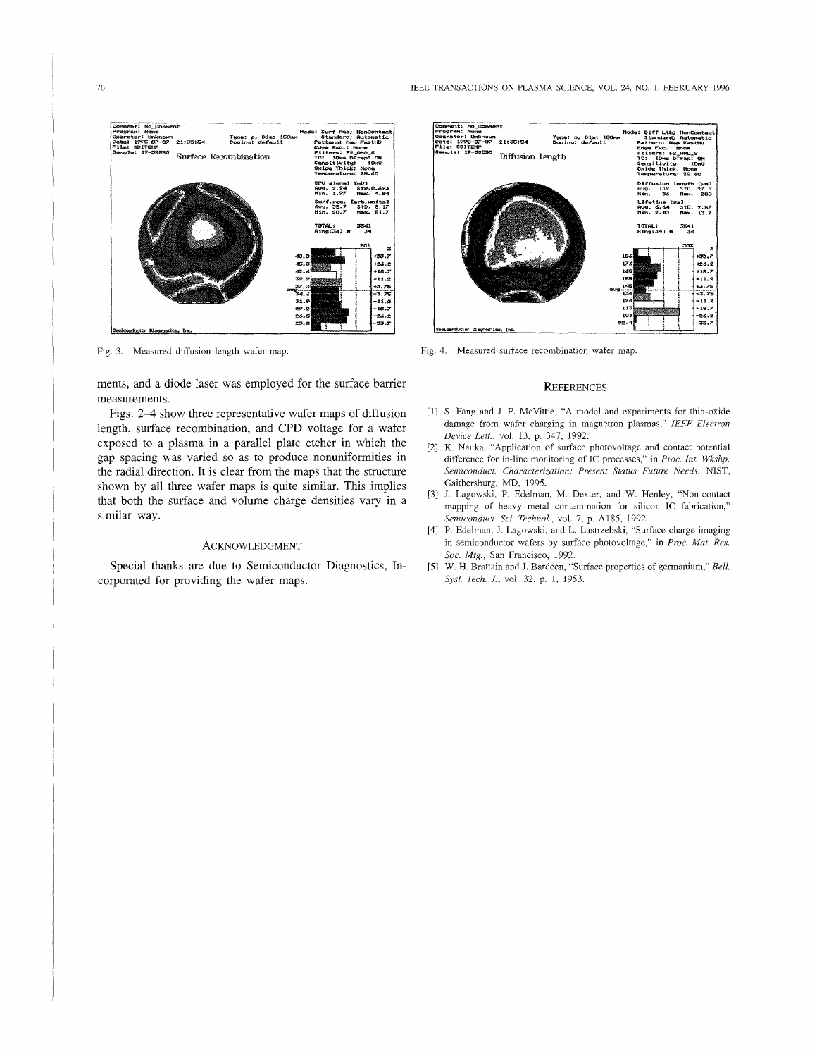Fig. 3. Measured diffusion length wafer map.

Fig. 4. Measured surface recombination wafer map.

ments, and a diode laser was employed for the surface barrier measurements.

Figs. 2–4 show three representative wafer maps of diffusion length, surface recombination, and CPD voltage for a wafer exposed to a plasma in a parallel plate etcher in which the gap spacing was varied so as to produce nonuniformities in the radial direction. It is clear from the maps that the structure shown by all three wafer maps is quite similar. This implies that both the surface and volume charge densities vary in a similar way.

## ACKNOWLEDGMENT

Special thanks are due to Semiconductor Diagnostics, Incorporated for providing the wafer maps.

## REFERENCES

[1] S. Fang and J. P. McVittie, "A model and experiments for thin-oxide damage from wafer charging in magnetron plasmas," *IEEE Electron Device Lett.*, vol. 13, p. 347, 1992.

[2] K. Nauka, "Application of surface photovoltage and contact potential difference for in-line monitoring of IC processes," in *Proc. Int. Wkshp. Semiconduct. Characterization: Present Status Future Needs*, NIST, Gaithersburg, MD, 1995.

[3] J. Lagowski, P. Edelman, M. Dexter, and W. Henley, "Non-contact mapping of heavy metal contamination for silicon IC fabrication," *Semiconduct. Sci. Technol.*, vol. 7, p. A185, 1992.

[4] P. Edelman, J. Lagowski, and L. Lastrzebski, "Surface charge imaging in semiconductor wafers by surface photovoltage," in *Proc. Mat. Res. Soc. Mtg.*, San Francisco, 1992.

[5] W. H. Brattain and J. Bardeen, "Surface properties of germanium," *Bell. Syst. Tech. J.*, vol. 32, p. 1, 1953.